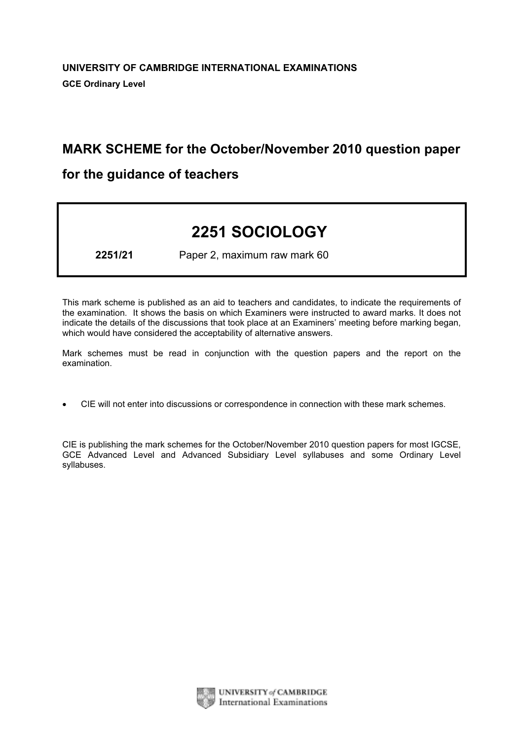**UNIVERSITY OF CAMBRIDGE INTERNATIONAL EXAMINATIONS**

**GCE Ordinary Level**

# MARK SCHEME for the October/November 2010 question paper

# for the guidance of teachers

## 2251 SOCIOLOGY

**2251/21** Paper 2, maximum raw mark 60

This mark scheme is published as an aid to teachers and candidates, to indicate the requirements of the examination. It shows the basis on which Examiners were instructed to award marks. It does not indicate the details of the discussions that took place at an Examiners' meeting before marking began, which would have considered the acceptability of alternative answers.

Mark schemes must be read in conjunction with the question papers and the report on the examination.

- CIE will not enter into discussions or correspondence in connection with these mark schemes.

CIE is publishing the mark schemes for the October/November 2010 question papers for most IGCSE, GCE Advanced Level and Advanced Subsidiary Level syllabuses and some Ordinary Level syllabuses.

UNIVERSITY *of* CAMBRIDGE
International Examinations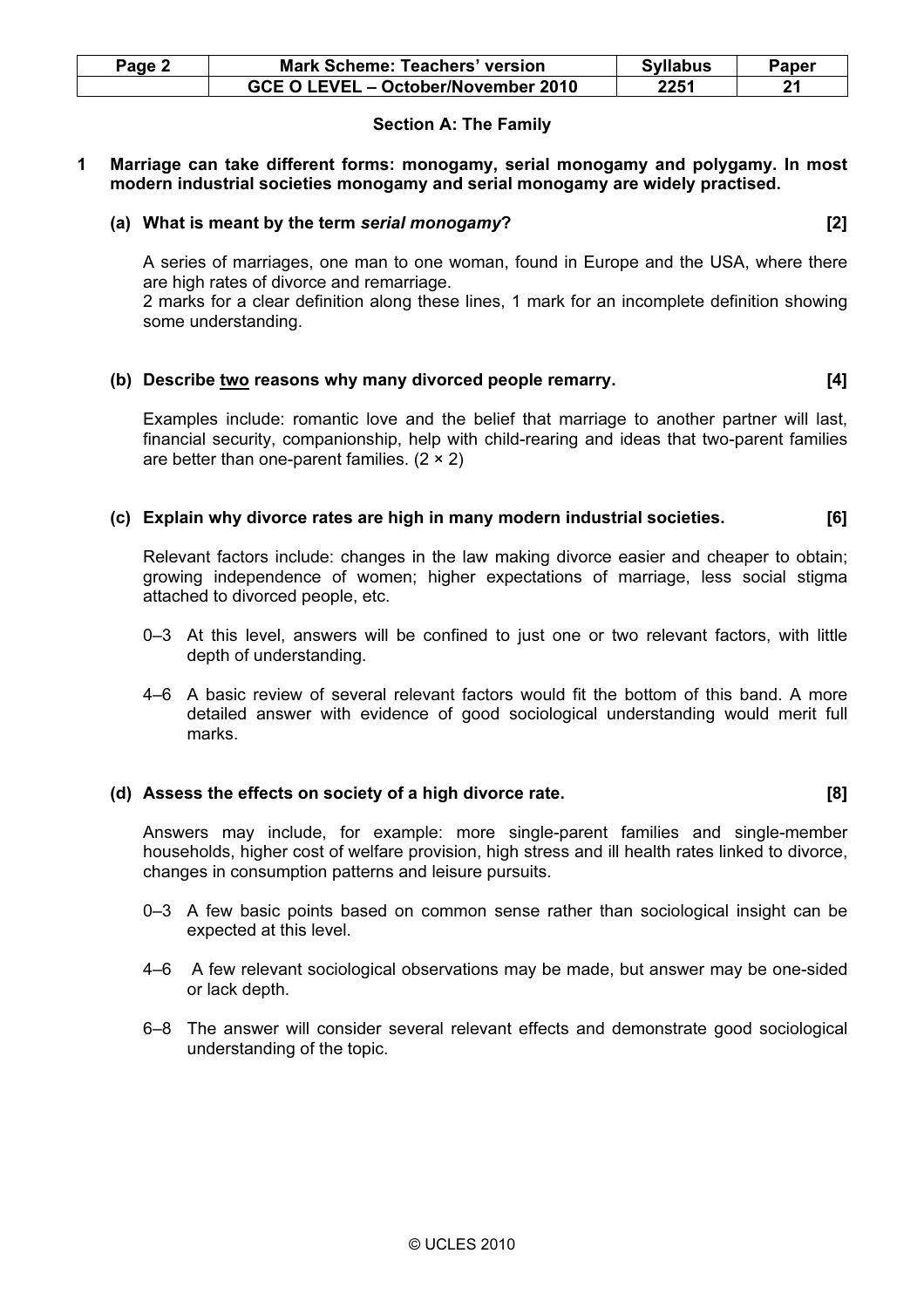## Section A: The Family

**1 Marriage can take different forms: monogamy, serial monogamy and polygamy. In most modern industrial societies monogamy and serial monogamy are widely practised.**

**(a) What is meant by the term *serial monogamy*? [2]**

A series of marriages, one man to one woman, found in Europe and the USA, where there are high rates of divorce and remarriage.
2 marks for a clear definition along these lines, 1 mark for an incomplete definition showing some understanding.

**(b) Describe two reasons why many divorced people remarry. [4]**

Examples include: romantic love and the belief that marriage to another partner will last, financial security, companionship, help with child-rearing and ideas that two-parent families are better than one-parent families. (2 × 2)

**(c) Explain why divorce rates are high in many modern industrial societies. [6]**

Relevant factors include: changes in the law making divorce easier and cheaper to obtain; growing independence of women; higher expectations of marriage, less social stigma attached to divorced people, etc.

0–3 At this level, answers will be confined to just one or two relevant factors, with little depth of understanding.

4–6 A basic review of several relevant factors would fit the bottom of this band. A more detailed answer with evidence of good sociological understanding would merit full marks.

**(d) Assess the effects on society of a high divorce rate. [8]**

Answers may include, for example: more single-parent families and single-member households, higher cost of welfare provision, high stress and ill health rates linked to divorce, changes in consumption patterns and leisure pursuits.

0–3 A few basic points based on common sense rather than sociological insight can be expected at this level.

4–6 A few relevant sociological observations may be made, but answer may be one-sided or lack depth.

6–8 The answer will consider several relevant effects and demonstrate good sociological understanding of the topic.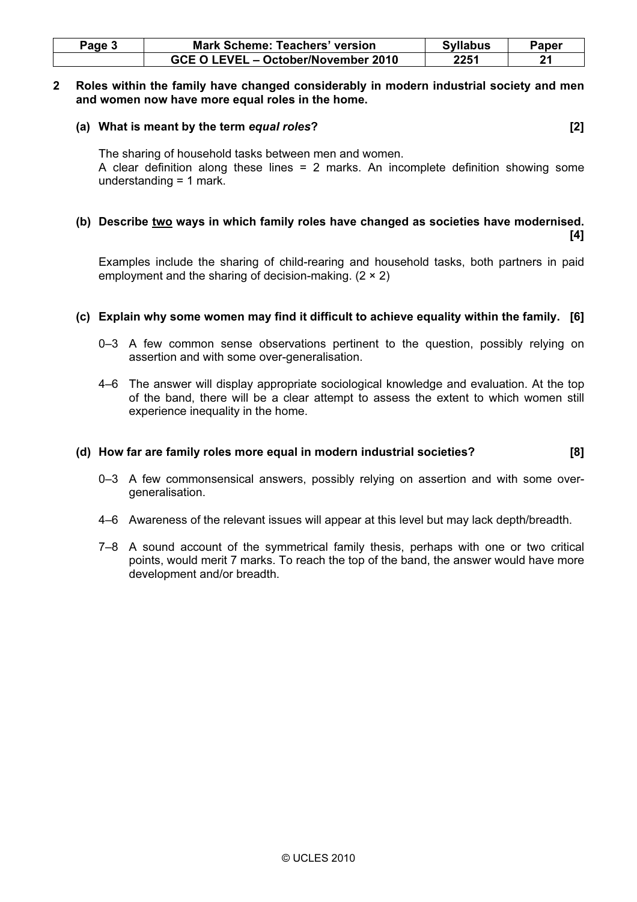**2 Roles within the family have changed considerably in modern industrial society and men and women now have more equal roles in the home.**

**(a) What is meant by the term *equal roles*? [2]**

The sharing of household tasks between men and women.
A clear definition along these lines = 2 marks. An incomplete definition showing some understanding = 1 mark.

**(b) Describe <u>two</u> ways in which family roles have changed as societies have modernised. [4]**

Examples include the sharing of child-rearing and household tasks, both partners in paid employment and the sharing of decision-making. (2 × 2)

**(c) Explain why some women may find it difficult to achieve equality within the family. [6]**

0–3 A few common sense observations pertinent to the question, possibly relying on assertion and with some over-generalisation.

4–6 The answer will display appropriate sociological knowledge and evaluation. At the top of the band, there will be a clear attempt to assess the extent to which women still experience inequality in the home.

**(d) How far are family roles more equal in modern industrial societies? [8]**

0–3 A few commonsensical answers, possibly relying on assertion and with some over-generalisation.

4–6 Awareness of the relevant issues will appear at this level but may lack depth/breadth.

7–8 A sound account of the symmetrical family thesis, perhaps with one or two critical points, would merit 7 marks. To reach the top of the band, the answer would have more development and/or breadth.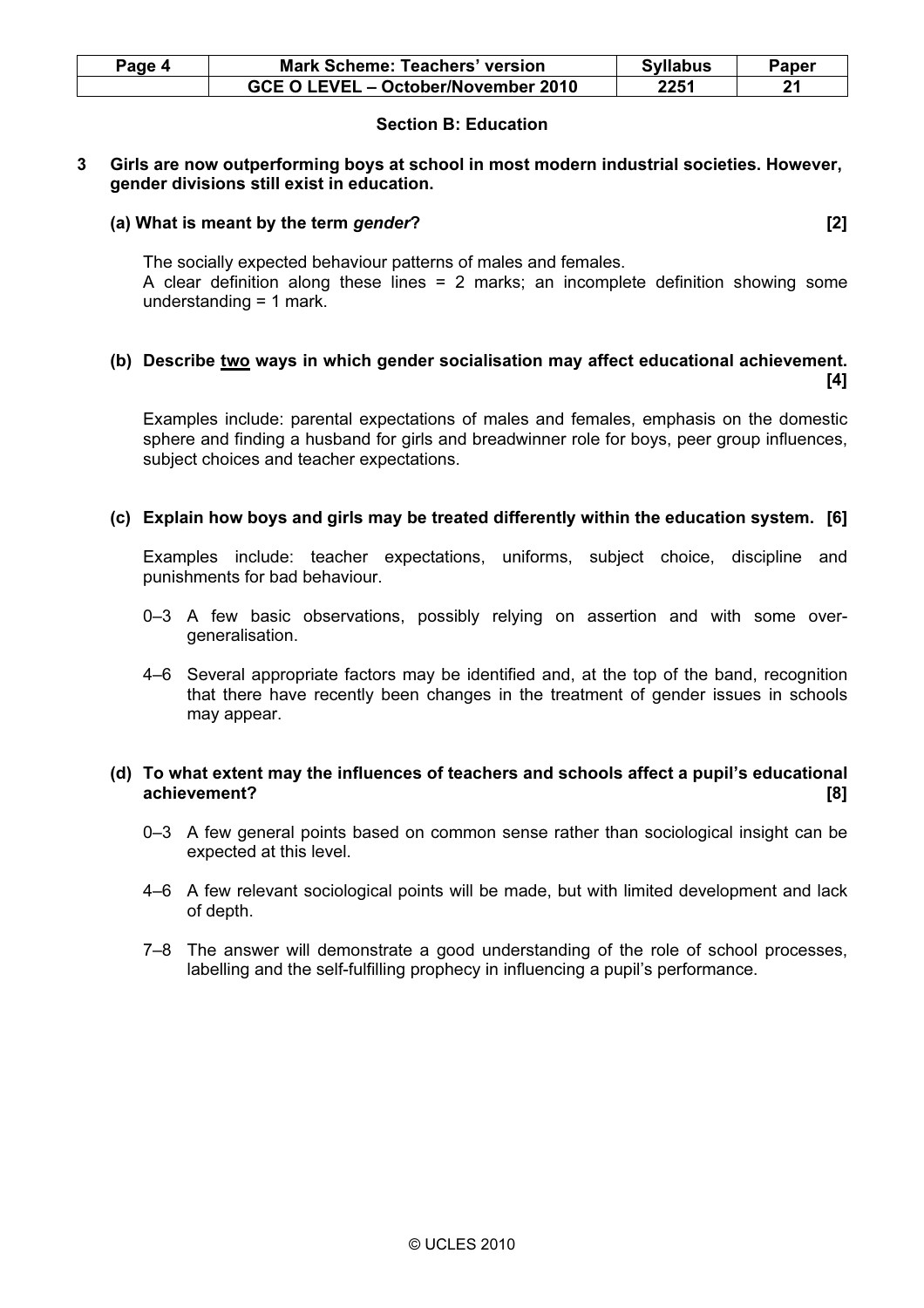## Section B: Education

**3 Girls are now outperforming boys at school in most modern industrial societies. However, gender divisions still exist in education.**

**(a) What is meant by the term *gender*? [2]**

The socially expected behaviour patterns of males and females.
A clear definition along these lines = 2 marks; an incomplete definition showing some understanding = 1 mark.

**(b) Describe <u>two</u> ways in which gender socialisation may affect educational achievement. [4]**

Examples include: parental expectations of males and females, emphasis on the domestic sphere and finding a husband for girls and breadwinner role for boys, peer group influences, subject choices and teacher expectations.

**(c) Explain how boys and girls may be treated differently within the education system. [6]**

Examples include: teacher expectations, uniforms, subject choice, discipline and punishments for bad behaviour.

0–3 A few basic observations, possibly relying on assertion and with some over-generalisation.

4–6 Several appropriate factors may be identified and, at the top of the band, recognition that there have recently been changes in the treatment of gender issues in schools may appear.

**(d) To what extent may the influences of teachers and schools affect a pupil's educational achievement? [8]**

0–3 A few general points based on common sense rather than sociological insight can be expected at this level.

4–6 A few relevant sociological points will be made, but with limited development and lack of depth.

7–8 The answer will demonstrate a good understanding of the role of school processes, labelling and the self-fulfilling prophecy in influencing a pupil's performance.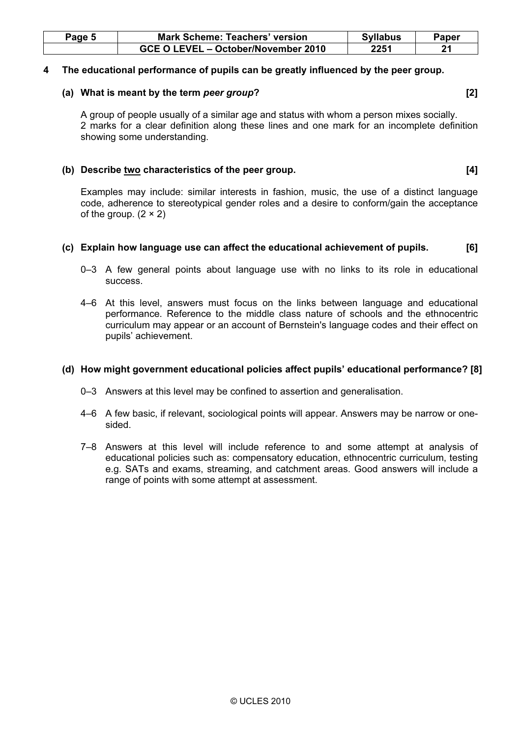**4 The educational performance of pupils can be greatly influenced by the peer group.**

**(a) What is meant by the term *peer group*? [2]**

A group of people usually of a similar age and status with whom a person mixes socially.
2 marks for a clear definition along these lines and one mark for an incomplete definition showing some understanding.

**(b) Describe <u>two</u> characteristics of the peer group. [4]**

Examples may include: similar interests in fashion, music, the use of a distinct language code, adherence to stereotypical gender roles and a desire to conform/gain the acceptance of the group. (2 × 2)

**(c) Explain how language use can affect the educational achievement of pupils. [6]**

0–3 A few general points about language use with no links to its role in educational success.

4–6 At this level, answers must focus on the links between language and educational performance. Reference to the middle class nature of schools and the ethnocentric curriculum may appear or an account of Bernstein's language codes and their effect on pupils' achievement.

**(d) How might government educational policies affect pupils' educational performance? [8]**

0–3 Answers at this level may be confined to assertion and generalisation.

4–6 A few basic, if relevant, sociological points will appear. Answers may be narrow or one-sided.

7–8 Answers at this level will include reference to and some attempt at analysis of educational policies such as: compensatory education, ethnocentric curriculum, testing e.g. SATs and exams, streaming, and catchment areas. Good answers will include a range of points with some attempt at assessment.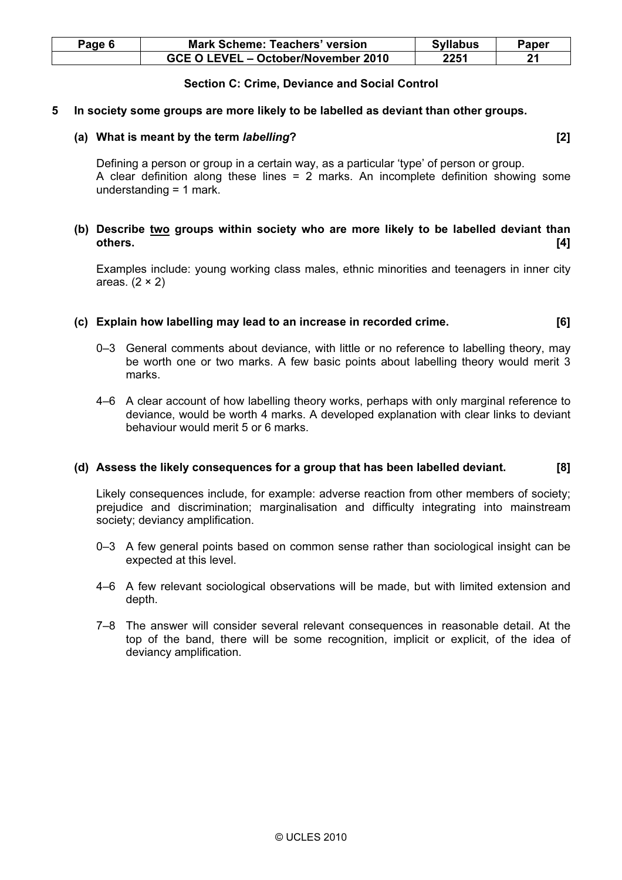### Section C: Crime, Deviance and Social Control

**5 In society some groups are more likely to be labelled as deviant than other groups.**

**(a) What is meant by the term *labelling*? [2]**

Defining a person or group in a certain way, as a particular 'type' of person or group.
A clear definition along these lines = 2 marks. An incomplete definition showing some understanding = 1 mark.

**(b) Describe <u>two</u> groups within society who are more likely to be labelled deviant than others. [4]**

Examples include: young working class males, ethnic minorities and teenagers in inner city areas. (2 × 2)

**(c) Explain how labelling may lead to an increase in recorded crime. [6]**

0–3 General comments about deviance, with little or no reference to labelling theory, may be worth one or two marks. A few basic points about labelling theory would merit 3 marks.

4–6 A clear account of how labelling theory works, perhaps with only marginal reference to deviance, would be worth 4 marks. A developed explanation with clear links to deviant behaviour would merit 5 or 6 marks.

**(d) Assess the likely consequences for a group that has been labelled deviant. [8]**

Likely consequences include, for example: adverse reaction from other members of society; prejudice and discrimination; marginalisation and difficulty integrating into mainstream society; deviancy amplification.

0–3 A few general points based on common sense rather than sociological insight can be expected at this level.

4–6 A few relevant sociological observations will be made, but with limited extension and depth.

7–8 The answer will consider several relevant consequences in reasonable detail. At the top of the band, there will be some recognition, implicit or explicit, of the idea of deviancy amplification.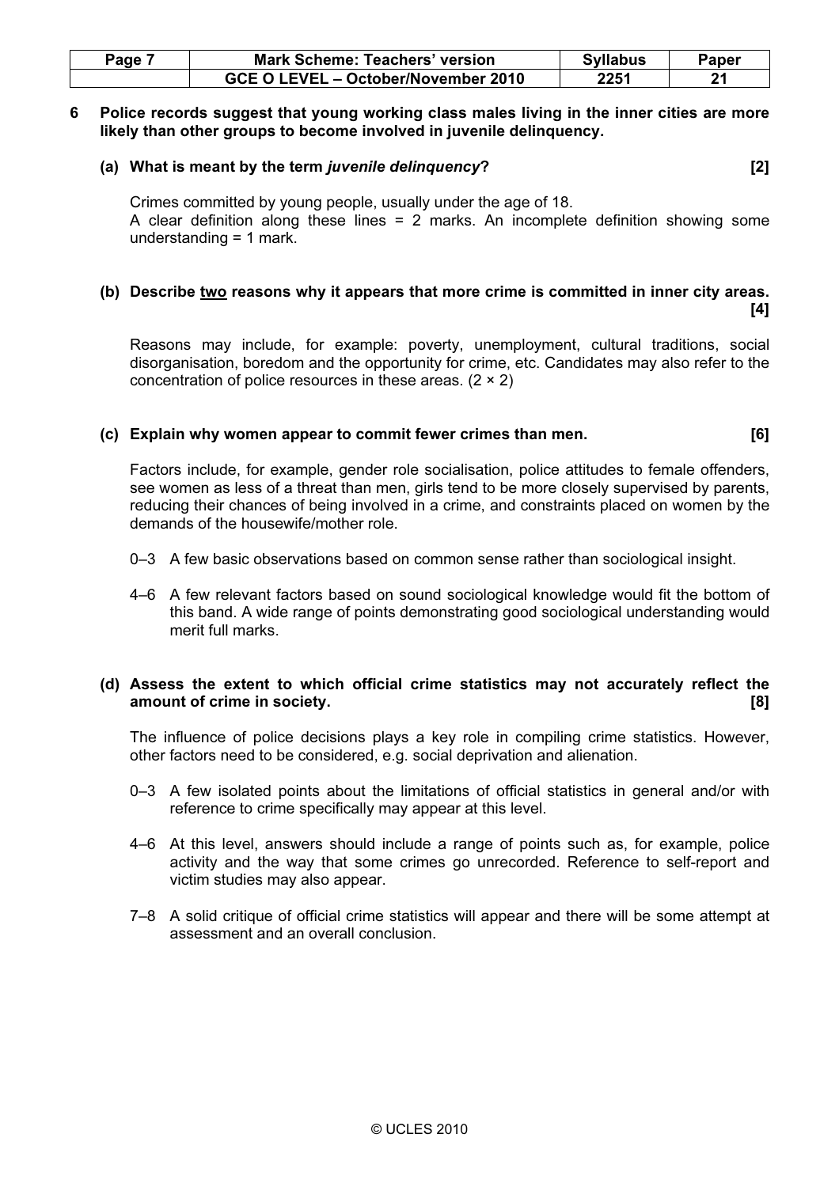**6 Police records suggest that young working class males living in the inner cities are more likely than other groups to become involved in juvenile delinquency.**

**(a) What is meant by the term *juvenile delinquency*? [2]**

Crimes committed by young people, usually under the age of 18.
A clear definition along these lines = 2 marks. An incomplete definition showing some understanding = 1 mark.

**(b) Describe two reasons why it appears that more crime is committed in inner city areas. [4]**

Reasons may include, for example: poverty, unemployment, cultural traditions, social disorganisation, boredom and the opportunity for crime, etc. Candidates may also refer to the concentration of police resources in these areas. (2 × 2)

**(c) Explain why women appear to commit fewer crimes than men. [6]**

Factors include, for example, gender role socialisation, police attitudes to female offenders, see women as less of a threat than men, girls tend to be more closely supervised by parents, reducing their chances of being involved in a crime, and constraints placed on women by the demands of the housewife/mother role.

0–3 A few basic observations based on common sense rather than sociological insight.

4–6 A few relevant factors based on sound sociological knowledge would fit the bottom of this band. A wide range of points demonstrating good sociological understanding would merit full marks.

**(d) Assess the extent to which official crime statistics may not accurately reflect the amount of crime in society. [8]**

The influence of police decisions plays a key role in compiling crime statistics. However, other factors need to be considered, e.g. social deprivation and alienation.

0–3 A few isolated points about the limitations of official statistics in general and/or with reference to crime specifically may appear at this level.

4–6 At this level, answers should include a range of points such as, for example, police activity and the way that some crimes go unrecorded. Reference to self-report and victim studies may also appear.

7–8 A solid critique of official crime statistics will appear and there will be some attempt at assessment and an overall conclusion.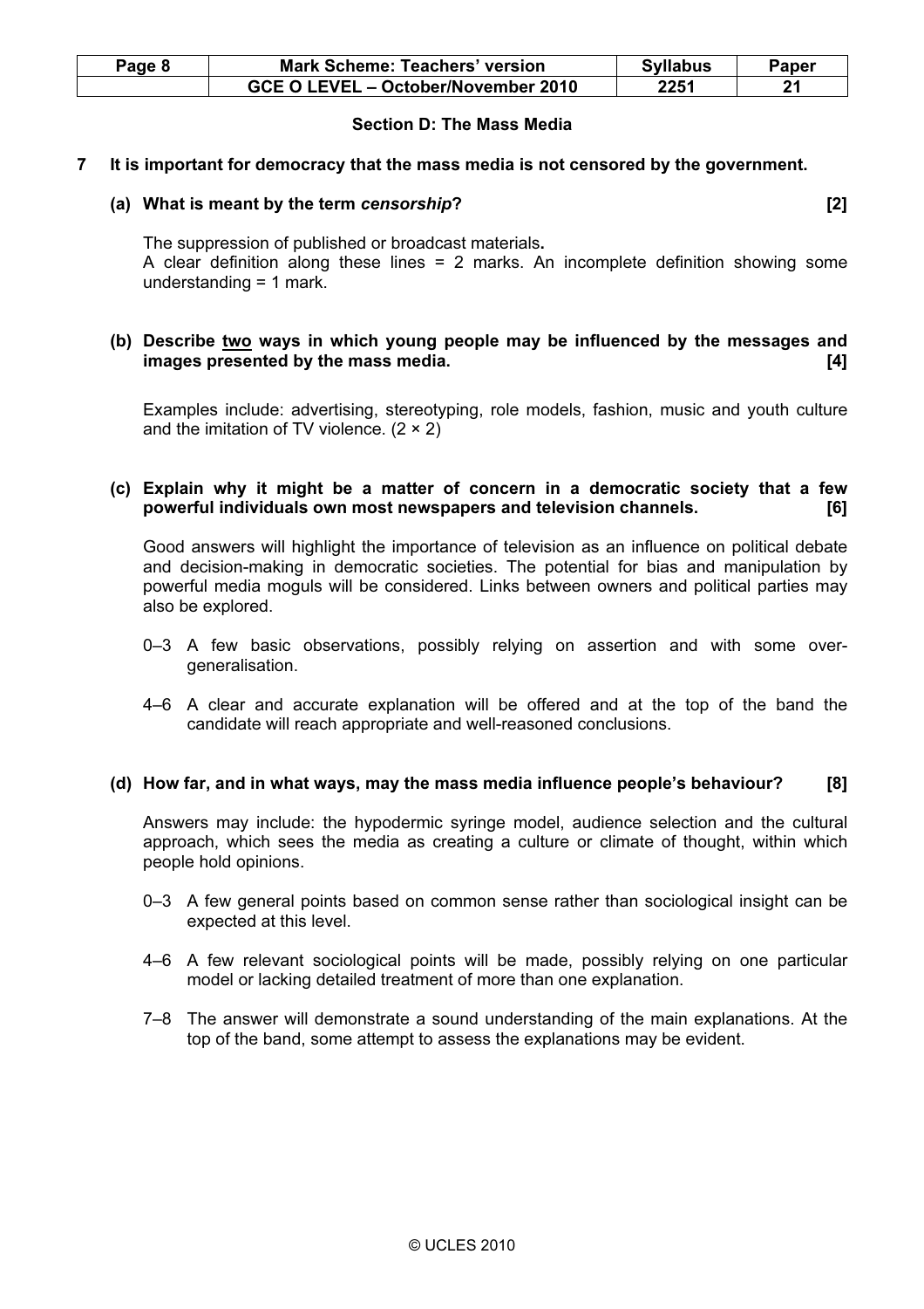## Section D: The Mass Media

**7 It is important for democracy that the mass media is not censored by the government.**

**(a) What is meant by the term *censorship*? [2]**

The suppression of published or broadcast materials**.**
A clear definition along these lines = 2 marks. An incomplete definition showing some understanding = 1 mark.

**(b) Describe two ways in which young people may be influenced by the messages and images presented by the mass media. [4]**

Examples include: advertising, stereotyping, role models, fashion, music and youth culture and the imitation of TV violence. (2 × 2)

**(c) Explain why it might be a matter of concern in a democratic society that a few powerful individuals own most newspapers and television channels. [6]**

Good answers will highlight the importance of television as an influence on political debate and decision-making in democratic societies. The potential for bias and manipulation by powerful media moguls will be considered. Links between owners and political parties may also be explored.

0–3 A few basic observations, possibly relying on assertion and with some over-generalisation.

4–6 A clear and accurate explanation will be offered and at the top of the band the candidate will reach appropriate and well-reasoned conclusions.

**(d) How far, and in what ways, may the mass media influence people's behaviour? [8]**

Answers may include: the hypodermic syringe model, audience selection and the cultural approach, which sees the media as creating a culture or climate of thought, within which people hold opinions.

0–3 A few general points based on common sense rather than sociological insight can be expected at this level.

4–6 A few relevant sociological points will be made, possibly relying on one particular model or lacking detailed treatment of more than one explanation.

7–8 The answer will demonstrate a sound understanding of the main explanations. At the top of the band, some attempt to assess the explanations may be evident.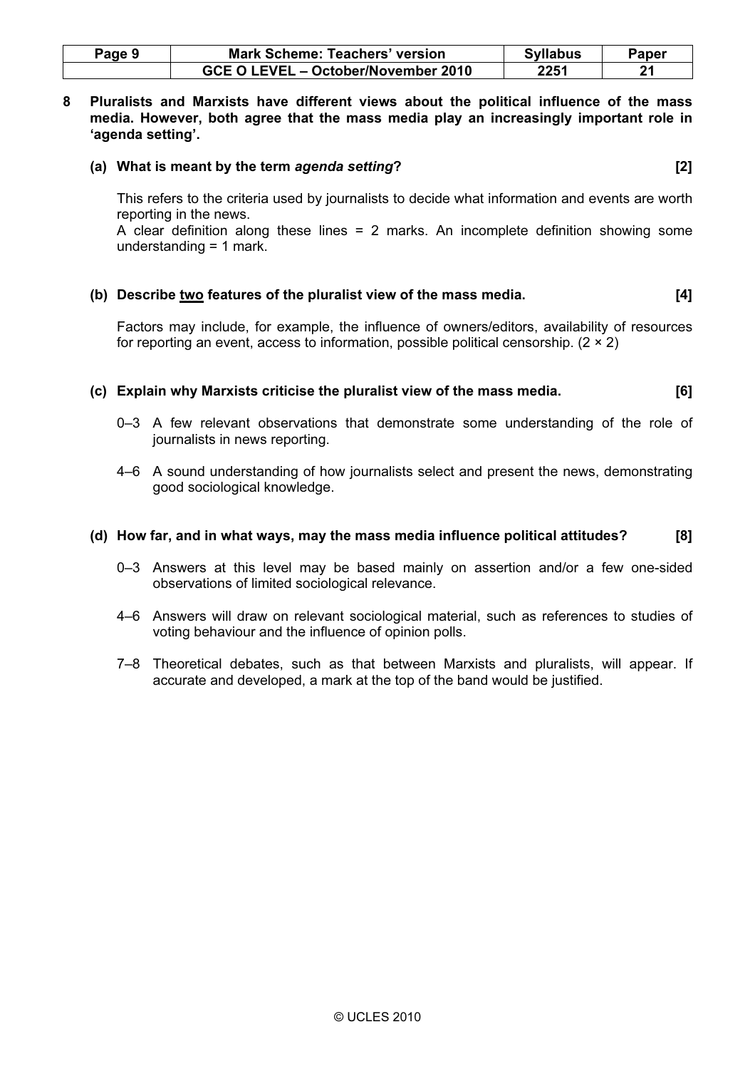**8 Pluralists and Marxists have different views about the political influence of the mass media. However, both agree that the mass media play an increasingly important role in 'agenda setting'.**

**(a) What is meant by the term *agenda setting*? [2]**

This refers to the criteria used by journalists to decide what information and events are worth reporting in the news.
A clear definition along these lines = 2 marks. An incomplete definition showing some understanding = 1 mark.

**(b) Describe two features of the pluralist view of the mass media. [4]**

Factors may include, for example, the influence of owners/editors, availability of resources for reporting an event, access to information, possible political censorship. (2 × 2)

**(c) Explain why Marxists criticise the pluralist view of the mass media. [6]**

0–3 A few relevant observations that demonstrate some understanding of the role of journalists in news reporting.

4–6 A sound understanding of how journalists select and present the news, demonstrating good sociological knowledge.

**(d) How far, and in what ways, may the mass media influence political attitudes? [8]**

0–3 Answers at this level may be based mainly on assertion and/or a few one-sided observations of limited sociological relevance.

4–6 Answers will draw on relevant sociological material, such as references to studies of voting behaviour and the influence of opinion polls.

7–8 Theoretical debates, such as that between Marxists and pluralists, will appear. If accurate and developed, a mark at the top of the band would be justified.